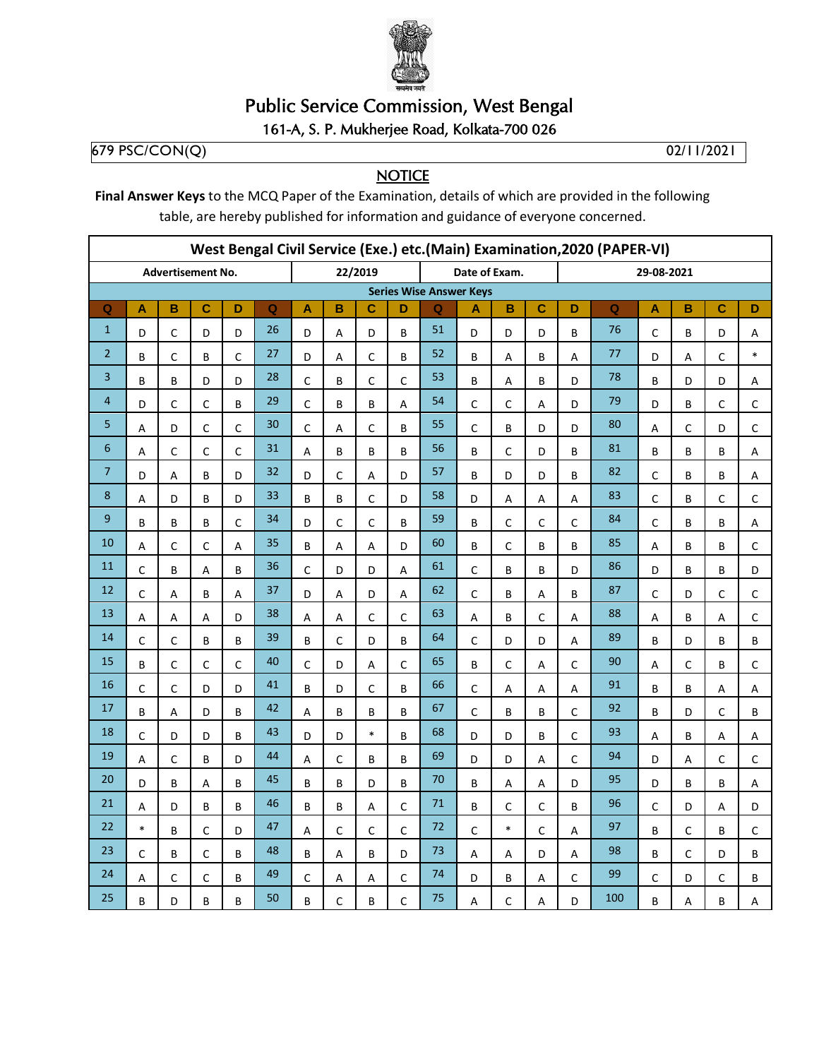# Public Service Commission, West Bengal

161-A, S. P. Mukherjee Road, Kolkata-700 026

679 PSC/CON(Q) 02/11/2021

## NOTICE

**Final Answer Keys** to the MCQ Paper of the Examination, details of which are provided in the following table, are hereby published for information and guidance of everyone concerned.

**West Bengal Civil Service (Exe.) etc.(Main) Examination,2020 (PAPER-VI)**

| Advertisement No. | 22/2019 | Date of Exam. | 29-08-2021 |
|---|---|---|---|

**Series Wise Answer Keys**

| Q | A | B | C | D | Q | A | B | C | D | Q | A | B | C | D | Q | A | B | C | D |
|---|---|---|---|---|---|---|---|---|---|---|---|---|---|---|---|---|---|---|---|
| 1 | D | C | D | D | 26 | D | A | D | B | 51 | D | D | D | B | 76 | C | B | D | A |
| 2 | B | C | B | C | 27 | D | A | C | B | 52 | B | A | B | A | 77 | D | A | C | * |
| 3 | B | B | D | D | 28 | C | B | C | C | 53 | B | A | B | D | 78 | B | D | D | A |
| 4 | D | C | C | B | 29 | C | B | B | A | 54 | C | C | A | D | 79 | D | B | C | C |
| 5 | A | D | C | C | 30 | C | A | C | B | 55 | C | B | D | D | 80 | A | C | D | C |
| 6 | A | C | C | C | 31 | A | B | B | B | 56 | B | C | D | B | 81 | B | B | B | A |
| 7 | D | A | B | D | 32 | D | C | A | D | 57 | B | D | D | B | 82 | C | B | B | A |
| 8 | A | D | B | D | 33 | B | B | C | D | 58 | D | A | A | A | 83 | C | B | C | C |
| 9 | B | B | B | C | 34 | D | C | C | B | 59 | B | C | C | C | 84 | C | B | B | A |
| 10 | A | C | C | A | 35 | B | A | A | D | 60 | B | C | B | B | 85 | A | B | B | C |
| 11 | C | B | A | B | 36 | C | D | D | A | 61 | C | B | B | D | 86 | D | B | B | D |
| 12 | C | A | B | A | 37 | D | A | D | A | 62 | C | B | A | B | 87 | C | D | C | C |
| 13 | A | A | A | D | 38 | A | A | C | C | 63 | A | B | C | A | 88 | A | B | A | C |
| 14 | C | C | B | B | 39 | B | C | D | B | 64 | C | D | D | A | 89 | B | D | B | B |
| 15 | B | C | C | C | 40 | C | D | A | C | 65 | B | C | A | C | 90 | A | C | B | C |
| 16 | C | C | D | D | 41 | B | D | C | B | 66 | C | A | A | A | 91 | B | B | A | A |
| 17 | B | A | D | B | 42 | A | B | B | B | 67 | C | B | B | C | 92 | B | D | C | B |
| 18 | C | D | D | B | 43 | D | D | * | B | 68 | D | D | B | C | 93 | A | B | A | A |
| 19 | A | C | B | D | 44 | A | C | B | B | 69 | D | D | A | C | 94 | D | A | C | C |
| 20 | D | B | A | B | 45 | B | B | D | B | 70 | B | A | A | D | 95 | D | B | B | A |
| 21 | A | D | B | B | 46 | B | B | A | C | 71 | B | C | C | B | 96 | C | D | A | D |
| 22 | * | B | C | D | 47 | A | C | C | C | 72 | C | * | C | A | 97 | B | C | B | C |
| 23 | C | B | C | B | 48 | B | A | B | D | 73 | A | A | D | A | 98 | B | C | D | B |
| 24 | A | C | C | B | 49 | C | A | A | C | 74 | D | B | A | C | 99 | C | D | C | B |
| 25 | B | D | B | B | 50 | B | C | B | C | 75 | A | C | A | D | 100 | B | A | B | A |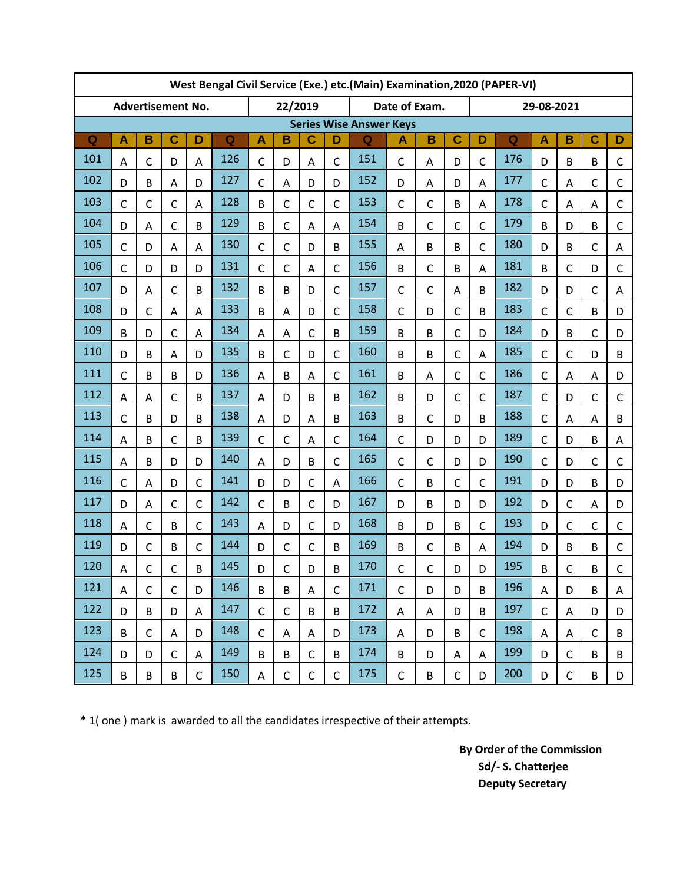| West Bengal Civil Service (Exe.) etc.(Main) Examination,2020 (PAPER-VI) | | | | | | | | | | | | | | | | | | | |
|---|---|---|---|---|---|---|---|---|---|---|---|---|---|---|---|---|---|---|---|
| Advertisement No. | | | | | 22/2019 | | | | | Date of Exam. | | | | | 29-08-2021 | | | | |
| Series Wise Answer Keys | | | | | | | | | | | | | | | | | | | |
| Q | A | B | C | D | Q | A | B | C | D | Q | A | B | C | D | Q | A | B | C | D |
| 101 | A | C | D | A | 126 | C | D | A | C | 151 | C | A | D | C | 176 | D | B | B | C |
| 102 | D | B | A | D | 127 | C | A | D | D | 152 | D | A | D | A | 177 | C | A | C | C |
| 103 | C | C | C | A | 128 | B | C | C | C | 153 | C | C | B | A | 178 | C | A | A | C |
| 104 | D | A | C | B | 129 | B | C | A | A | 154 | B | C | C | C | 179 | B | D | B | C |
| 105 | C | D | A | A | 130 | C | C | D | B | 155 | A | B | B | C | 180 | D | B | C | A |
| 106 | C | D | D | D | 131 | C | C | A | C | 156 | B | C | B | A | 181 | B | C | D | C |
| 107 | D | A | C | B | 132 | B | B | D | C | 157 | C | C | A | B | 182 | D | D | C | A |
| 108 | D | C | A | A | 133 | B | A | D | C | 158 | C | D | C | B | 183 | C | C | B | D |
| 109 | B | D | C | A | 134 | A | A | C | B | 159 | B | B | C | D | 184 | D | B | C | D |
| 110 | D | B | A | D | 135 | B | C | D | C | 160 | B | B | C | A | 185 | C | C | D | B |
| 111 | C | B | B | D | 136 | A | B | A | C | 161 | B | A | C | C | 186 | C | A | A | D |
| 112 | A | A | C | B | 137 | A | D | B | B | 162 | B | D | C | C | 187 | C | D | C | C |
| 113 | C | B | D | B | 138 | A | D | A | B | 163 | B | C | D | B | 188 | C | A | A | B |
| 114 | A | B | C | B | 139 | C | C | A | C | 164 | C | D | D | D | 189 | C | D | B | A |
| 115 | A | B | D | D | 140 | A | D | B | C | 165 | C | C | D | D | 190 | C | D | C | C |
| 116 | C | A | D | C | 141 | D | D | C | A | 166 | C | B | C | C | 191 | D | D | B | D |
| 117 | D | A | C | C | 142 | C | B | C | D | 167 | D | B | D | D | 192 | D | C | A | D |
| 118 | A | C | B | C | 143 | A | D | C | D | 168 | B | D | B | C | 193 | D | C | C | C |
| 119 | D | C | B | C | 144 | D | C | C | B | 169 | B | C | B | A | 194 | D | B | B | C |
| 120 | A | C | C | B | 145 | D | C | D | B | 170 | C | C | D | D | 195 | B | C | B | C |
| 121 | A | C | C | D | 146 | B | B | A | C | 171 | C | D | D | B | 196 | A | D | B | A |
| 122 | D | B | D | A | 147 | C | C | B | B | 172 | A | A | D | B | 197 | C | A | D | D |
| 123 | B | C | A | D | 148 | C | A | A | D | 173 | A | D | B | C | 198 | A | A | C | B |
| 124 | D | D | C | A | 149 | B | B | C | B | 174 | B | D | A | A | 199 | D | C | B | B |
| 125 | B | B | B | C | 150 | A | C | C | C | 175 | C | B | C | D | 200 | D | C | B | D |

* 1( one ) mark is awarded to all the candidates irrespective of their attempts.

**By Order of the Commission**
**Sd/- S. Chatterjee**
**Deputy Secretary**